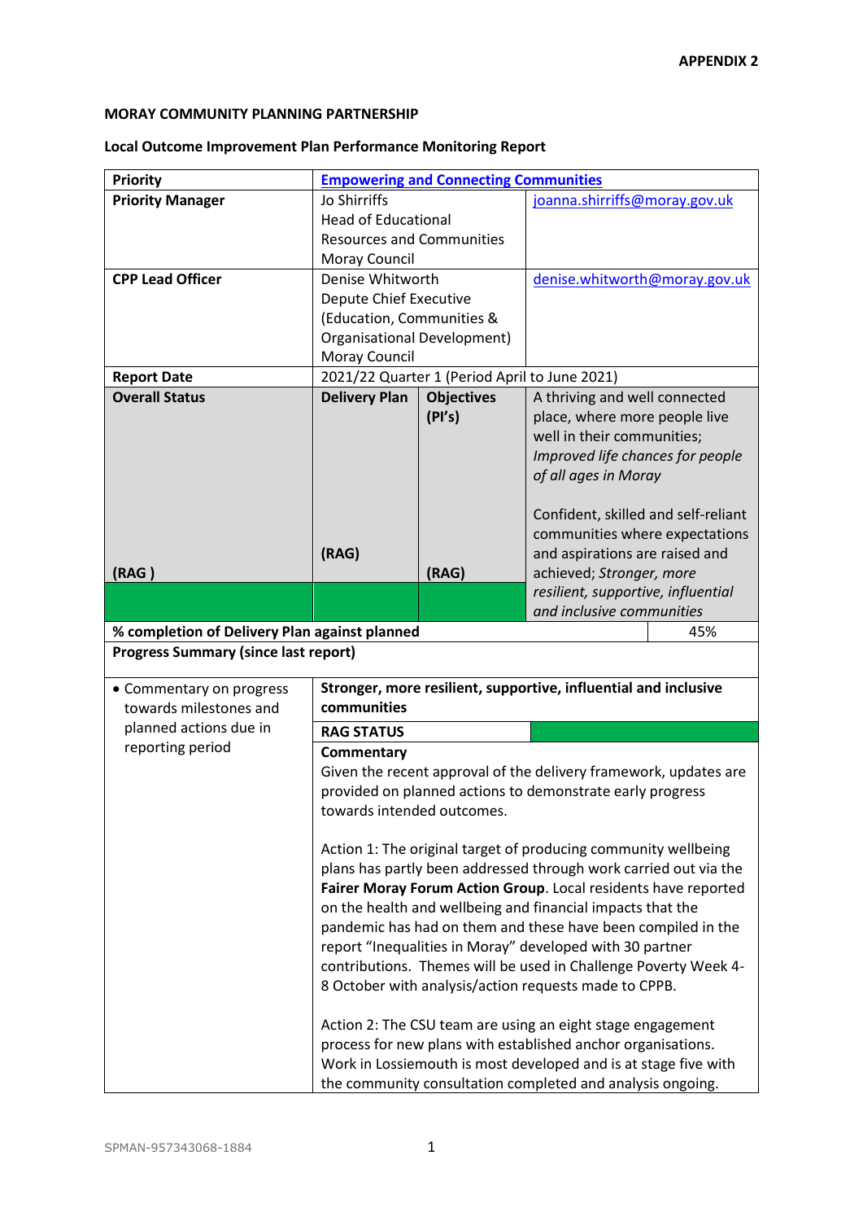**APPENDIX 2**

**MORAY COMMUNITY PLANNING PARTNERSHIP**

**Local Outcome Improvement Plan Performance Monitoring Report**

| **Priority** | **Empowering and Connecting Communities** | | |
|---|---|---|---|
| **Priority Manager** | Jo Shirriffs<br>Head of Educational Resources and Communities<br>Moray Council | | joanna.shirriffs@moray.gov.uk |
| **CPP Lead Officer** | Denise Whitworth<br>Depute Chief Executive (Education, Communities & Organisational Development)<br>Moray Council | | denise.whitworth@moray.gov.uk |
| **Report Date** | 2021/22 Quarter 1 (Period April to June 2021) | | |
| **Overall Status**<br>**(RAG )** | **Delivery Plan**<br>**(RAG)** | **Objectives (PI's)**<br>**(RAG)** | A thriving and well connected place, where more people live well in their communities; *Improved life chances for people of all ages in Moray*<br><br>Confident, skilled and self-reliant communities where expectations and aspirations are raised and achieved; *Stronger, more resilient, supportive, influential and inclusive communities* |
| **% completion of Delivery Plan against planned** | | | 45% |

**Progress Summary (since last report)**

| | |
|---|---|
| • Commentary on progress towards milestones and planned actions due in reporting period | **Stronger, more resilient, supportive, influential and inclusive communities**<br><br>**RAG STATUS**<br><br>**Commentary**<br>Given the recent approval of the delivery framework, updates are provided on planned actions to demonstrate early progress towards intended outcomes.<br><br>Action 1: The original target of producing community wellbeing plans has partly been addressed through work carried out via the **Fairer Moray Forum Action Group**. Local residents have reported on the health and wellbeing and financial impacts that the pandemic has had on them and these have been compiled in the report "Inequalities in Moray" developed with 30 partner contributions. Themes will be used in Challenge Poverty Week 4-8 October with analysis/action requests made to CPPB.<br><br>Action 2: The CSU team are using an eight stage engagement process for new plans with established anchor organisations. Work in Lossiemouth is most developed and is at stage five with the community consultation completed and analysis ongoing. |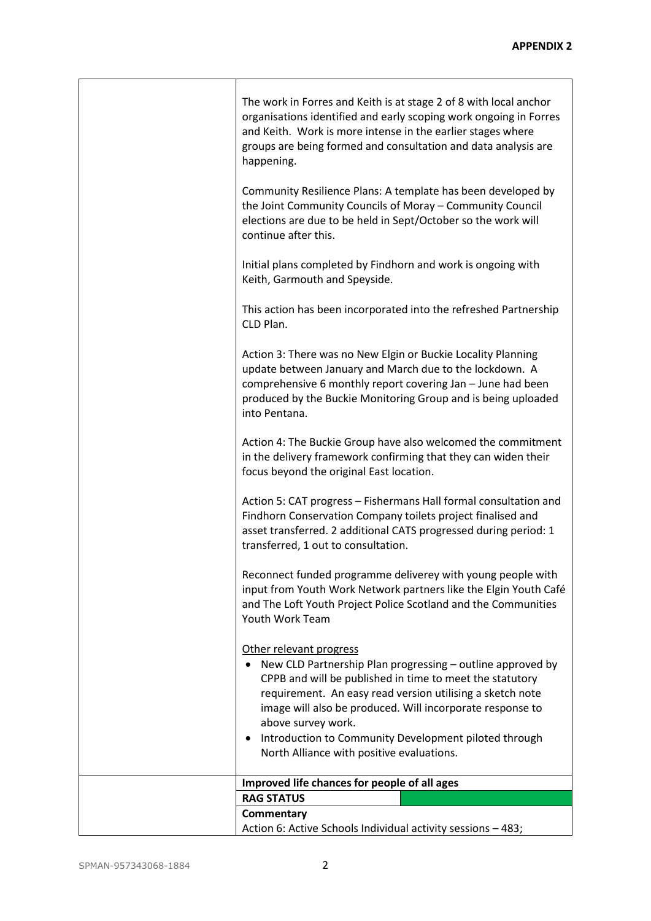**APPENDIX 2**

| | |
|---|---|
| | The work in Forres and Keith is at stage 2 of 8 with local anchor organisations identified and early scoping work ongoing in Forres and Keith. Work is more intense in the earlier stages where groups are being formed and consultation and data analysis are happening.<br><br>Community Resilience Plans: A template has been developed by the Joint Community Councils of Moray – Community Council elections are due to be held in Sept/October so the work will continue after this.<br><br>Initial plans completed by Findhorn and work is ongoing with Keith, Garmouth and Speyside.<br><br>This action has been incorporated into the refreshed Partnership CLD Plan.<br><br>Action 3: There was no New Elgin or Buckie Locality Planning update between January and March due to the lockdown. A comprehensive 6 monthly report covering Jan – June had been produced by the Buckie Monitoring Group and is being uploaded into Pentana.<br><br>Action 4: The Buckie Group have also welcomed the commitment in the delivery framework confirming that they can widen their focus beyond the original East location.<br><br>Action 5: CAT progress – Fishermans Hall formal consultation and Findhorn Conservation Company toilets project finalised and asset transferred. 2 additional CATS progressed during period: 1 transferred, 1 out to consultation.<br><br>Reconnect funded programme deliverey with young people with input from Youth Work Network partners like the Elgin Youth Café and The Loft Youth Project Police Scotland and the Communities Youth Work Team<br><br>Other relevant progress<br>• New CLD Partnership Plan progressing – outline approved by CPPB and will be published in time to meet the statutory requirement. An easy read version utilising a sketch note image will also be produced. Will incorporate response to above survey work.<br>• Introduction to Community Development piloted through North Alliance with positive evaluations. |
| | **Improved life chances for people of all ages** |
| | **RAG STATUS** (Green) |
| | **Commentary**<br>Action 6: Active Schools Individual activity sessions – 483; |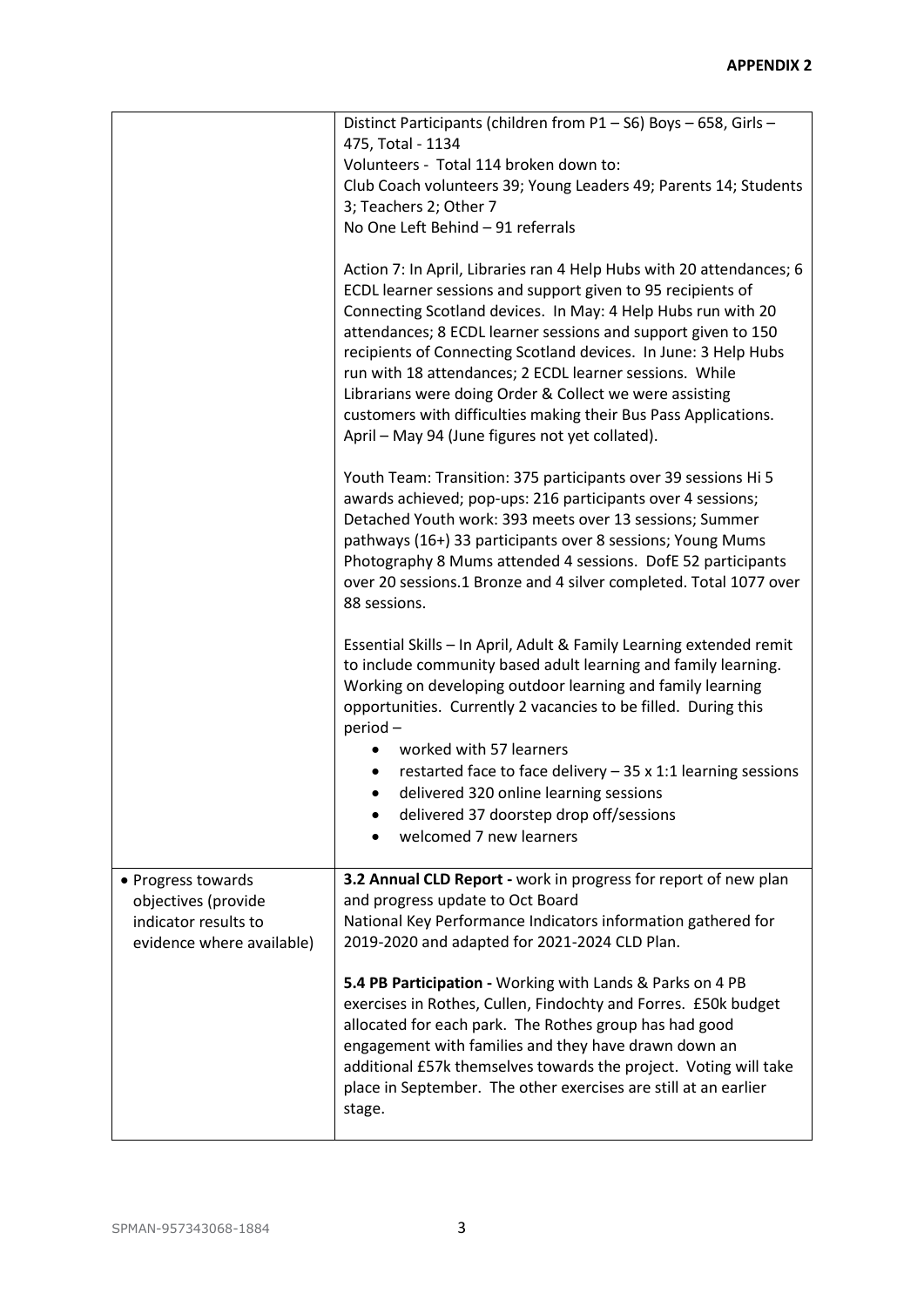**APPENDIX 2**

| | |
|---|---|
| | Distinct Participants (children from P1 – S6) Boys – 658, Girls – 475, Total - 1134<br>Volunteers - Total 114 broken down to:<br>Club Coach volunteers 39; Young Leaders 49; Parents 14; Students 3; Teachers 2; Other 7<br>No One Left Behind – 91 referrals<br><br>Action 7: In April, Libraries ran 4 Help Hubs with 20 attendances; 6 ECDL learner sessions and support given to 95 recipients of Connecting Scotland devices. In May: 4 Help Hubs run with 20 attendances; 8 ECDL learner sessions and support given to 150 recipients of Connecting Scotland devices. In June: 3 Help Hubs run with 18 attendances; 2 ECDL learner sessions. While Librarians were doing Order & Collect we were assisting customers with difficulties making their Bus Pass Applications. April – May 94 (June figures not yet collated).<br><br>Youth Team: Transition: 375 participants over 39 sessions Hi 5 awards achieved; pop-ups: 216 participants over 4 sessions; Detached Youth work: 393 meets over 13 sessions; Summer pathways (16+) 33 participants over 8 sessions; Young Mums Photography 8 Mums attended 4 sessions. DofE 52 participants over 20 sessions.1 Bronze and 4 silver completed. Total 1077 over 88 sessions.<br><br>Essential Skills – In April, Adult & Family Learning extended remit to include community based adult learning and family learning. Working on developing outdoor learning and family learning opportunities. Currently 2 vacancies to be filled. During this period –<br>• worked with 57 learners<br>• restarted face to face delivery – 35 x 1:1 learning sessions<br>• delivered 320 online learning sessions<br>• delivered 37 doorstep drop off/sessions<br>• welcomed 7 new learners |
| • Progress towards objectives (provide indicator results to evidence where available) | **3.2 Annual CLD Report -** work in progress for report of new plan and progress update to Oct Board<br>National Key Performance Indicators information gathered for 2019-2020 and adapted for 2021-2024 CLD Plan.<br><br>**5.4 PB Participation -** Working with Lands & Parks on 4 PB exercises in Rothes, Cullen, Findochty and Forres. £50k budget allocated for each park. The Rothes group has had good engagement with families and they have drawn down an additional £57k themselves towards the project. Voting will take place in September. The other exercises are still at an earlier stage. |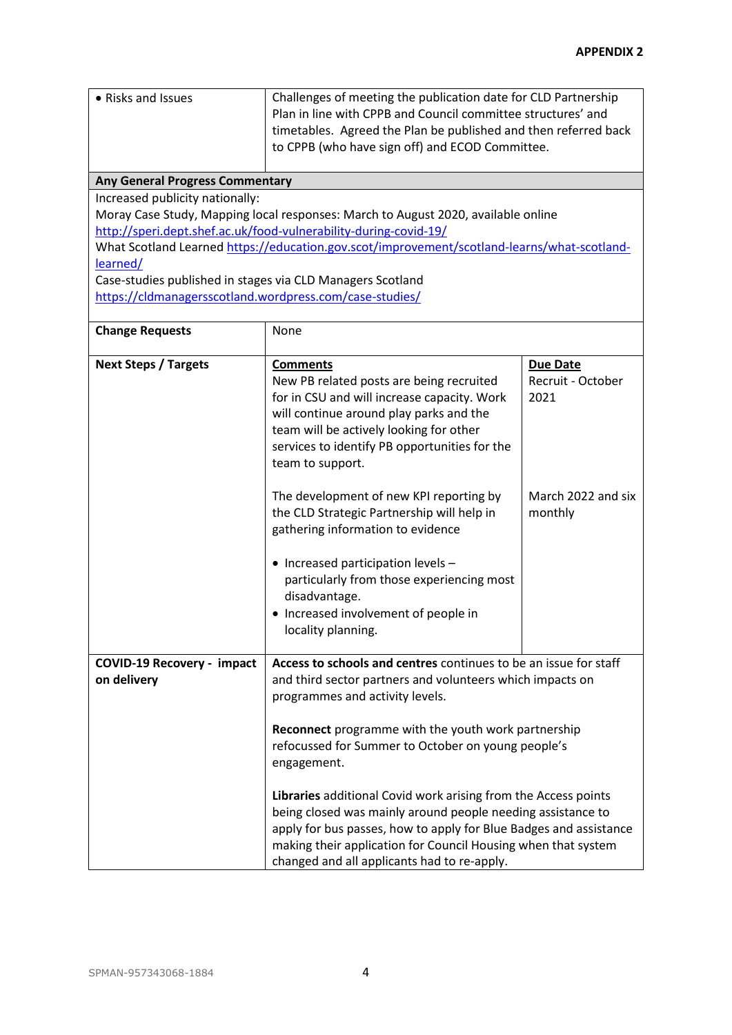**APPENDIX 2**

| | | |
|---|---|---|
| • Risks and Issues | Challenges of meeting the publication date for CLD Partnership Plan in line with CPPB and Council committee structures' and timetables. Agreed the Plan be published and then referred back to CPPB (who have sign off) and ECOD Committee. | |
| **Any General Progress Commentary** | | |
| Increased publicity nationally:<br>Moray Case Study, Mapping local responses: March to August 2020, available online<br>http://speri.dept.shef.ac.uk/food-vulnerability-during-covid-19/<br>What Scotland Learned https://education.gov.scot/improvement/scotland-learns/what-scotland-learned/<br>Case-studies published in stages via CLD Managers Scotland<br>https://cldmanagersscotland.wordpress.com/case-studies/ | | |
| **Change Requests** | None | |
| **Next Steps / Targets** | **Comments**<br>New PB related posts are being recruited for in CSU and will increase capacity. Work will continue around play parks and the team will be actively looking for other services to identify PB opportunities for the team to support. | **Due Date**<br>Recruit - October 2021 |
| | The development of new KPI reporting by the CLD Strategic Partnership will help in gathering information to evidence<br>• Increased participation levels – particularly from those experiencing most disadvantage.<br>• Increased involvement of people in locality planning. | March 2022 and six monthly |
| **COVID-19 Recovery - impact on delivery** | **Access to schools and centres** continues to be an issue for staff and third sector partners and volunteers which impacts on programmes and activity levels.<br><br>**Reconnect** programme with the youth work partnership refocussed for Summer to October on young people's engagement.<br><br>**Libraries** additional Covid work arising from the Access points being closed was mainly around people needing assistance to apply for bus passes, how to apply for Blue Badges and assistance making their application for Council Housing when that system changed and all applicants had to re-apply. | |

SPMAN-957343068-1884